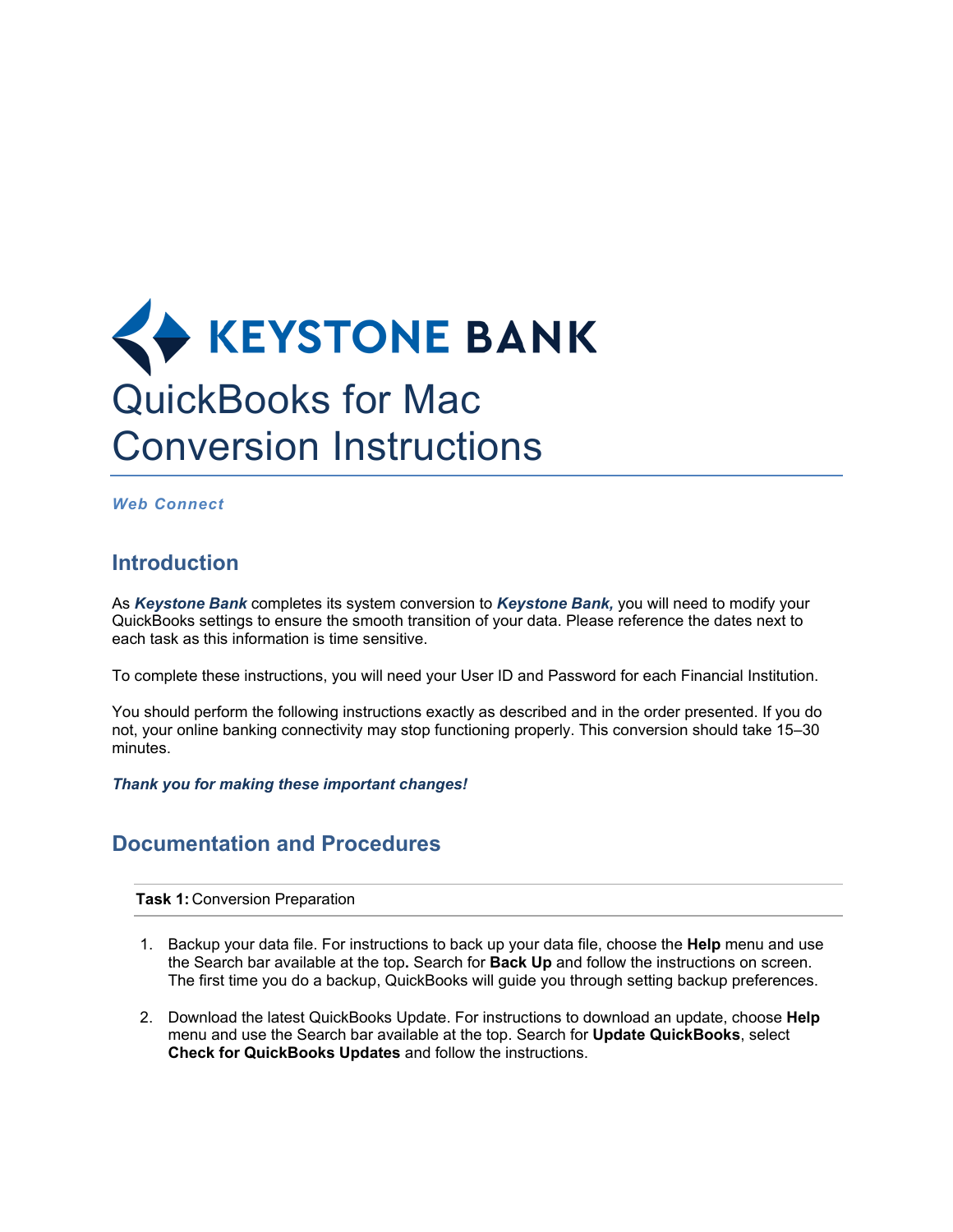KEYSTONE BANK

# QuickBooks for Mac Conversion Instructions

***Web Connect***

## Introduction

As ***Keystone Bank*** completes its system conversion to ***Keystone Bank,*** you will need to modify your QuickBooks settings to ensure the smooth transition of your data. Please reference the dates next to each task as this information is time sensitive.

To complete these instructions, you will need your User ID and Password for each Financial Institution.

You should perform the following instructions exactly as described and in the order presented. If you do not, your online banking connectivity may stop functioning properly. This conversion should take 15–30 minutes.

***Thank you for making these important changes!***

## Documentation and Procedures

**Task 1:** Conversion Preparation

1. Backup your data file. For instructions to back up your data file, choose the **Help** menu and use the Search bar available at the top**.** Search for **Back Up** and follow the instructions on screen. The first time you do a backup, QuickBooks will guide you through setting backup preferences.

2. Download the latest QuickBooks Update. For instructions to download an update, choose **Help** menu and use the Search bar available at the top. Search for **Update QuickBooks**, select **Check for QuickBooks Updates** and follow the instructions.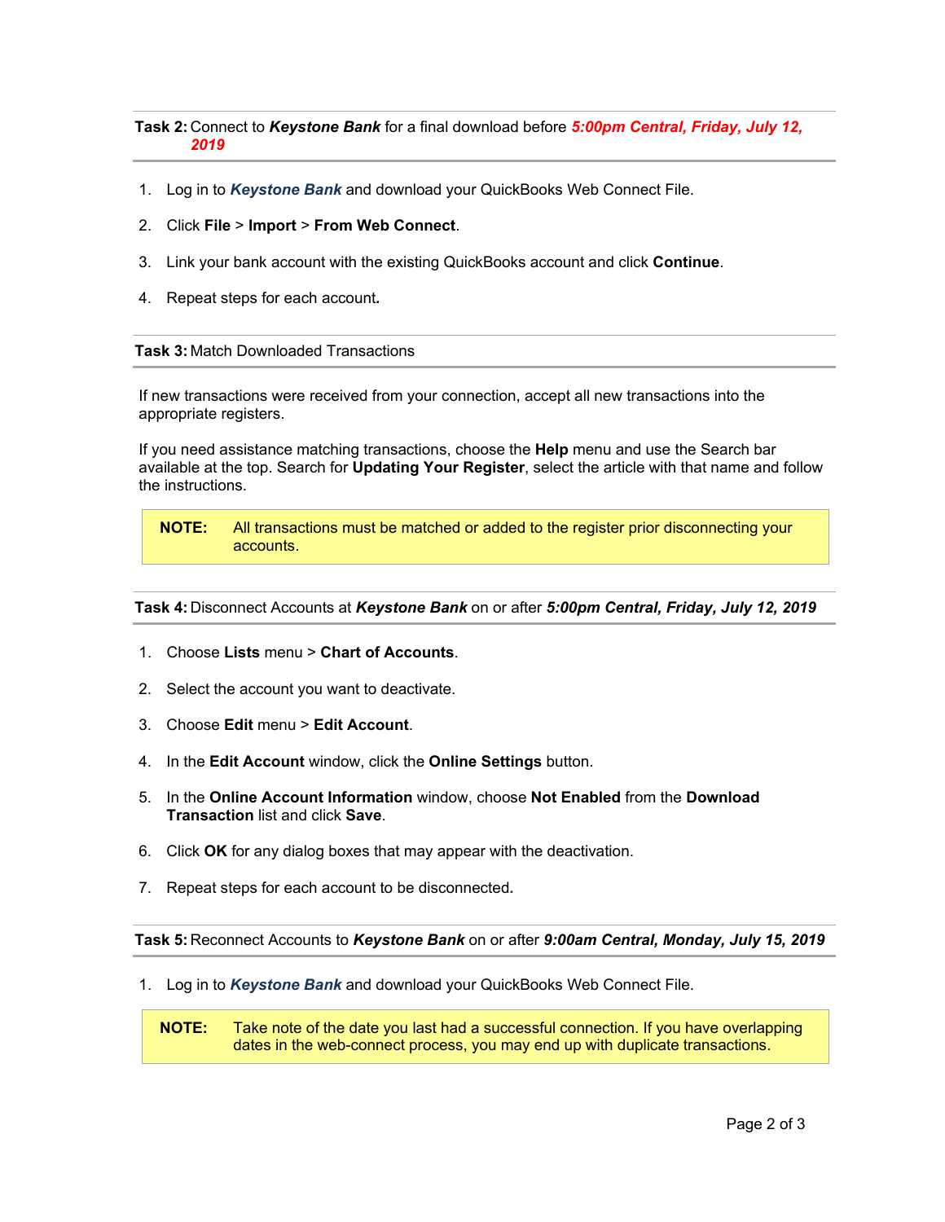**Task 2:** Connect to ***Keystone Bank*** for a final download before ***5:00pm Central, Friday, July 12, 2019***

1. Log in to ***Keystone Bank*** and download your QuickBooks Web Connect File.
2. Click **File** > **Import** > **From Web Connect**.
3. Link your bank account with the existing QuickBooks account and click **Continue**.
4. Repeat steps for each account**.**

**Task 3:** Match Downloaded Transactions

If new transactions were received from your connection, accept all new transactions into the appropriate registers.

If you need assistance matching transactions, choose the **Help** menu and use the Search bar available at the top. Search for **Updating Your Register**, select the article with that name and follow the instructions.

> **NOTE:** All transactions must be matched or added to the register prior disconnecting your accounts.

**Task 4:** Disconnect Accounts at ***Keystone Bank*** on or after ***5:00pm Central, Friday, July 12, 2019***

1. Choose **Lists** menu > **Chart of Accounts**.
2. Select the account you want to deactivate.
3. Choose **Edit** menu > **Edit Account**.
4. In the **Edit Account** window, click the **Online Settings** button.
5. In the **Online Account Information** window, choose **Not Enabled** from the **Download Transaction** list and click **Save**.
6. Click **OK** for any dialog boxes that may appear with the deactivation.
7. Repeat steps for each account to be disconnected*.*

**Task 5:** Reconnect Accounts to ***Keystone Bank*** on or after ***9:00am Central, Monday, July 15, 2019***

1. Log in to ***Keystone Bank*** and download your QuickBooks Web Connect File.

> **NOTE:** Take note of the date you last had a successful connection. If you have overlapping dates in the web-connect process, you may end up with duplicate transactions.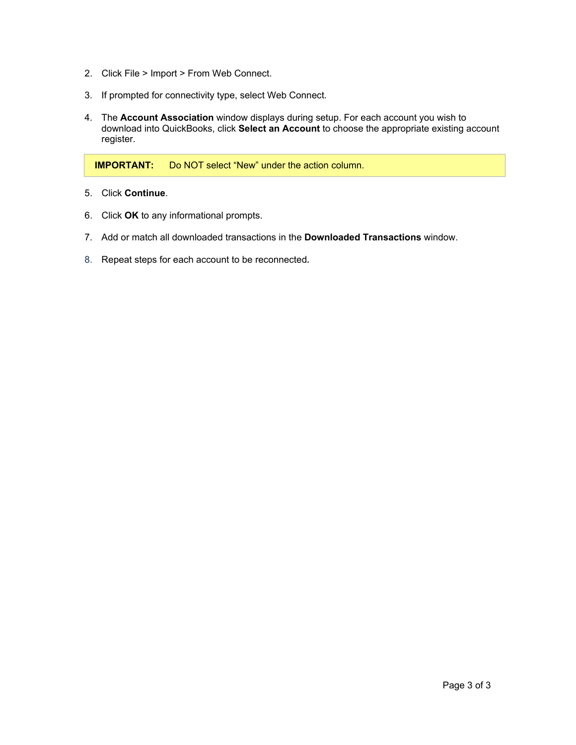2. Click File > Import > From Web Connect.

3. If prompted for connectivity type, select Web Connect.

4. The **Account Association** window displays during setup. For each account you wish to download into QuickBooks, click **Select an Account** to choose the appropriate existing account register.

> **IMPORTANT:** Do NOT select "New" under the action column.

5. Click **Continue**.

6. Click **OK** to any informational prompts.

7. Add or match all downloaded transactions in the **Downloaded Transactions** window.

8. Repeat steps for each account to be reconnected.